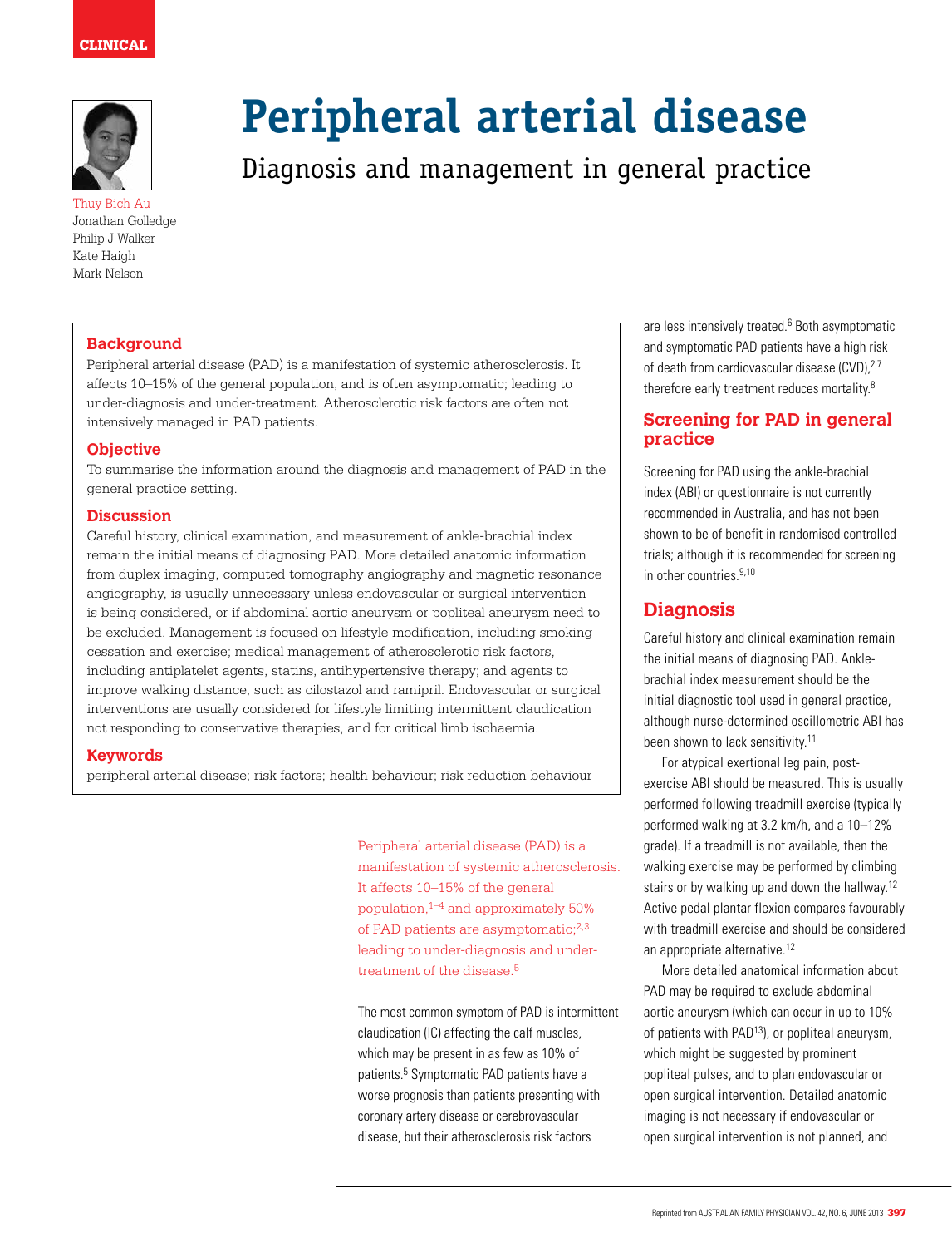CLINICAL

# Peripheral arterial disease

## Diagnosis and management in general practice

Thuy Bich Au
Jonathan Golledge
Philip J Walker
Kate Haigh
Mark Nelson

### Background

Peripheral arterial disease (PAD) is a manifestation of systemic atherosclerosis. It affects 10–15% of the general population, and is often asymptomatic; leading to under-diagnosis and under-treatment. Atherosclerotic risk factors are often not intensively managed in PAD patients.

### Objective

To summarise the information around the diagnosis and management of PAD in the general practice setting.

### Discussion

Careful history, clinical examination, and measurement of ankle-brachial index remain the initial means of diagnosing PAD. More detailed anatomic information from duplex imaging, computed tomography angiography and magnetic resonance angiography, is usually unnecessary unless endovascular or surgical intervention is being considered, or if abdominal aortic aneurysm or popliteal aneurysm need to be excluded. Management is focused on lifestyle modification, including smoking cessation and exercise; medical management of atherosclerotic risk factors, including antiplatelet agents, statins, antihypertensive therapy; and agents to improve walking distance, such as cilostazol and ramipril. Endovascular or surgical interventions are usually considered for lifestyle limiting intermittent claudication not responding to conservative therapies, and for critical limb ischaemia.

### Keywords

peripheral arterial disease; risk factors; health behaviour; risk reduction behaviour

Peripheral arterial disease (PAD) is a manifestation of systemic atherosclerosis. It affects 10–15% of the general population,[1–4] and approximately 50% of PAD patients are asymptomatic;[2,3] leading to under-diagnosis and under-treatment of the disease.[5]

The most common symptom of PAD is intermittent claudication (IC) affecting the calf muscles, which may be present in as few as 10% of patients.[5] Symptomatic PAD patients have a worse prognosis than patients presenting with coronary artery disease or cerebrovascular disease, but their atherosclerosis risk factors are less intensively treated.[6] Both asymptomatic and symptomatic PAD patients have a high risk of death from cardiovascular disease (CVD),[2,7] therefore early treatment reduces mortality.[8]

## Screening for PAD in general practice

Screening for PAD using the ankle-brachial index (ABI) or questionnaire is not currently recommended in Australia, and has not been shown to be of benefit in randomised controlled trials; although it is recommended for screening in other countries.[9,10]

## Diagnosis

Careful history and clinical examination remain the initial means of diagnosing PAD. Ankle-brachial index measurement should be the initial diagnostic tool used in general practice, although nurse-determined oscillometric ABI has been shown to lack sensitivity.[11]

For atypical exertional leg pain, post-exercise ABI should be measured. This is usually performed following treadmill exercise (typically performed walking at 3.2 km/h, and a 10–12% grade). If a treadmill is not available, then the walking exercise may be performed by climbing stairs or by walking up and down the hallway.[12] Active pedal plantar flexion compares favourably with treadmill exercise and should be considered an appropriate alternative.[12]

More detailed anatomical information about PAD may be required to exclude abdominal aortic aneurysm (which can occur in up to 10% of patients with PAD[13]), or popliteal aneurysm, which might be suggested by prominent popliteal pulses, and to plan endovascular or open surgical intervention. Detailed anatomic imaging is not necessary if endovascular or open surgical intervention is not planned, and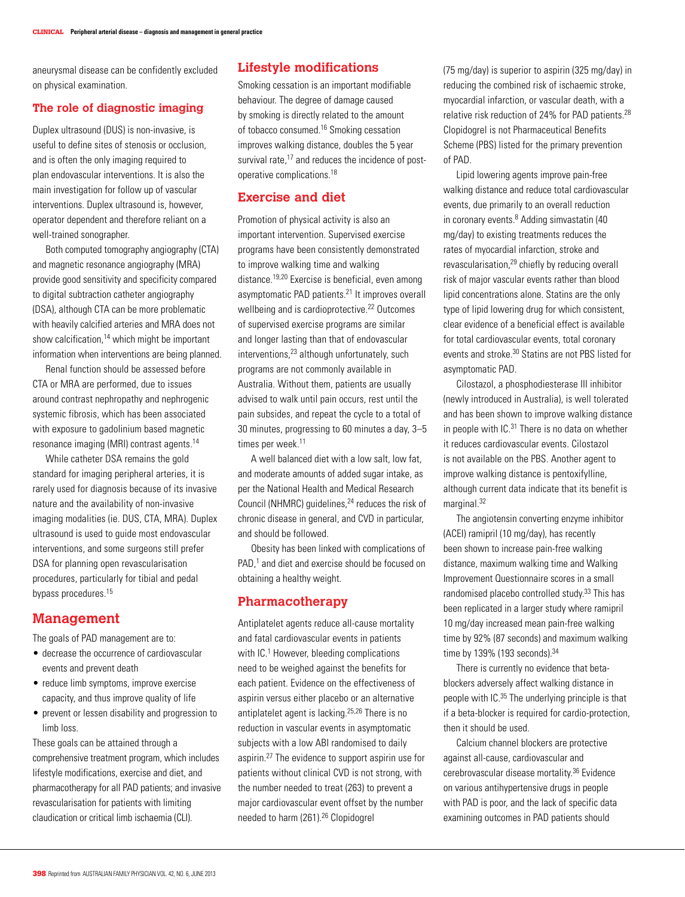aneurysmal disease can be confidently excluded on physical examination.

### The role of diagnostic imaging

Duplex ultrasound (DUS) is non-invasive, is useful to define sites of stenosis or occlusion, and is often the only imaging required to plan endovascular interventions. It is also the main investigation for follow up of vascular interventions. Duplex ultrasound is, however, operator dependent and therefore reliant on a well-trained sonographer.

Both computed tomography angiography (CTA) and magnetic resonance angiography (MRA) provide good sensitivity and specificity compared to digital subtraction catheter angiography (DSA), although CTA can be more problematic with heavily calcified arteries and MRA does not show calcification,[14] which might be important information when interventions are being planned.

Renal function should be assessed before CTA or MRA are performed, due to issues around contrast nephropathy and nephrogenic systemic fibrosis, which has been associated with exposure to gadolinium based magnetic resonance imaging (MRI) contrast agents.[14]

While catheter DSA remains the gold standard for imaging peripheral arteries, it is rarely used for diagnosis because of its invasive nature and the availability of non-invasive imaging modalities (ie. DUS, CTA, MRA). Duplex ultrasound is used to guide most endovascular interventions, and some surgeons still prefer DSA for planning open revascularisation procedures, particularly for tibial and pedal bypass procedures.[15]

## Management

The goals of PAD management are to:

- decrease the occurrence of cardiovascular events and prevent death
- reduce limb symptoms, improve exercise capacity, and thus improve quality of life
- prevent or lessen disability and progression to limb loss.

These goals can be attained through a comprehensive treatment program, which includes lifestyle modifications, exercise and diet, and pharmacotherapy for all PAD patients; and invasive revascularisation for patients with limiting claudication or critical limb ischaemia (CLI).

### Lifestyle modifications

Smoking cessation is an important modifiable behaviour. The degree of damage caused by smoking is directly related to the amount of tobacco consumed.[16] Smoking cessation improves walking distance, doubles the 5 year survival rate,[17] and reduces the incidence of post-operative complications.[18]

### Exercise and diet

Promotion of physical activity is also an important intervention. Supervised exercise programs have been consistently demonstrated to improve walking time and walking distance.[19,20] Exercise is beneficial, even among asymptomatic PAD patients.[21] It improves overall wellbeing and is cardioprotective.[22] Outcomes of supervised exercise programs are similar and longer lasting than that of endovascular interventions,[23] although unfortunately, such programs are not commonly available in Australia. Without them, patients are usually advised to walk until pain occurs, rest until the pain subsides, and repeat the cycle to a total of 30 minutes, progressing to 60 minutes a day, 3–5 times per week.[11]

A well balanced diet with a low salt, low fat, and moderate amounts of added sugar intake, as per the National Health and Medical Research Council (NHMRC) guidelines,[24] reduces the risk of chronic disease in general, and CVD in particular, and should be followed.

Obesity has been linked with complications of PAD,[1] and diet and exercise should be focused on obtaining a healthy weight.

### Pharmacotherapy

Antiplatelet agents reduce all-cause mortality and fatal cardiovascular events in patients with IC.[1] However, bleeding complications need to be weighed against the benefits for each patient. Evidence on the effectiveness of aspirin versus either placebo or an alternative antiplatelet agent is lacking.[25,26] There is no reduction in vascular events in asymptomatic subjects with a low ABI randomised to daily aspirin.[27] The evidence to support aspirin use for patients without clinical CVD is not strong, with the number needed to treat (263) to prevent a major cardiovascular event offset by the number needed to harm (261).[26] Clopidogrel (75 mg/day) is superior to aspirin (325 mg/day) in reducing the combined risk of ischaemic stroke, myocardial infarction, or vascular death, with a relative risk reduction of 24% for PAD patients.[28] Clopidogrel is not Pharmaceutical Benefits Scheme (PBS) listed for the primary prevention of PAD.

Lipid lowering agents improve pain-free walking distance and reduce total cardiovascular events, due primarily to an overall reduction in coronary events.[8] Adding simvastatin (40 mg/day) to existing treatments reduces the rates of myocardial infarction, stroke and revascularisation,[29] chiefly by reducing overall risk of major vascular events rather than blood lipid concentrations alone. Statins are the only type of lipid lowering drug for which consistent, clear evidence of a beneficial effect is available for total cardiovascular events, total coronary events and stroke.[30] Statins are not PBS listed for asymptomatic PAD.

Cilostazol, a phosphodiesterase III inhibitor (newly introduced in Australia), is well tolerated and has been shown to improve walking distance in people with IC.[31] There is no data on whether it reduces cardiovascular events. Cilostazol is not available on the PBS. Another agent to improve walking distance is pentoxifylline, although current data indicate that its benefit is marginal.[32]

The angiotensin converting enzyme inhibitor (ACEI) ramipril (10 mg/day), has recently been shown to increase pain-free walking distance, maximum walking time and Walking Improvement Questionnaire scores in a small randomised placebo controlled study.[33] This has been replicated in a larger study where ramipril 10 mg/day increased mean pain-free walking time by 92% (87 seconds) and maximum walking time by 139% (193 seconds).[34]

There is currently no evidence that beta-blockers adversely affect walking distance in people with IC.[35] The underlying principle is that if a beta-blocker is required for cardio-protection, then it should be used.

Calcium channel blockers are protective against all-cause, cardiovascular and cerebrovascular disease mortality.[36] Evidence on various antihypertensive drugs in people with PAD is poor, and the lack of specific data examining outcomes in PAD patients should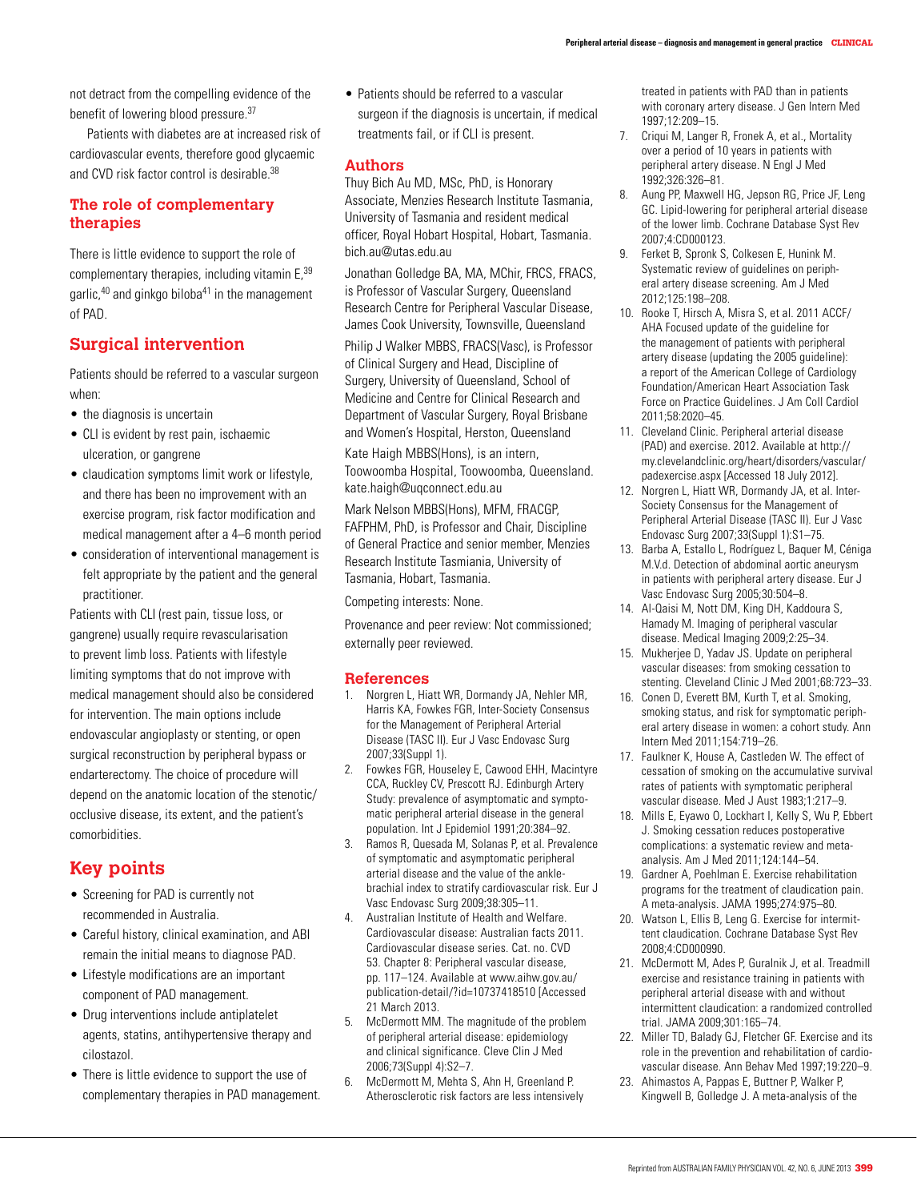not detract from the compelling evidence of the benefit of lowering blood pressure.[37]

Patients with diabetes are at increased risk of cardiovascular events, therefore good glycaemic and CVD risk factor control is desirable.[38]

## The role of complementary therapies

There is little evidence to support the role of complementary therapies, including vitamin E,[39] garlic,[40] and ginkgo biloba[41] in the management of PAD.

## Surgical intervention

Patients should be referred to a vascular surgeon when:

- the diagnosis is uncertain
- CLI is evident by rest pain, ischaemic ulceration, or gangrene
- claudication symptoms limit work or lifestyle, and there has been no improvement with an exercise program, risk factor modification and medical management after a 4–6 month period
- consideration of interventional management is felt appropriate by the patient and the general practitioner.

Patients with CLI (rest pain, tissue loss, or gangrene) usually require revascularisation to prevent limb loss. Patients with lifestyle limiting symptoms that do not improve with medical management should also be considered for intervention. The main options include endovascular angioplasty or stenting, or open surgical reconstruction by peripheral bypass or endarterectomy. The choice of procedure will depend on the anatomic location of the stenotic/occlusive disease, its extent, and the patient's comorbidities.

## Key points

- Screening for PAD is currently not recommended in Australia.
- Careful history, clinical examination, and ABI remain the initial means to diagnose PAD.
- Lifestyle modifications are an important component of PAD management.
- Drug interventions include antiplatelet agents, statins, antihypertensive therapy and cilostazol.
- There is little evidence to support the use of complementary therapies in PAD management.
- Patients should be referred to a vascular surgeon if the diagnosis is uncertain, if medical treatments fail, or if CLI is present.

## Authors

Thuy Bich Au MD, MSc, PhD, is Honorary Associate, Menzies Research Institute Tasmania, University of Tasmania and resident medical officer, Royal Hobart Hospital, Hobart, Tasmania. bich.au@utas.edu.au

Jonathan Golledge BA, MA, MChir, FRCS, FRACS, is Professor of Vascular Surgery, Queensland Research Centre for Peripheral Vascular Disease, James Cook University, Townsville, Queensland

Philip J Walker MBBS, FRACS(Vasc), is Professor of Clinical Surgery and Head, Discipline of Surgery, University of Queensland, School of Medicine and Centre for Clinical Research and Department of Vascular Surgery, Royal Brisbane and Women's Hospital, Herston, Queensland

Kate Haigh MBBS(Hons), is an intern, Toowoomba Hospital, Toowoomba, Queensland. kate.haigh@uqconnect.edu.au

Mark Nelson MBBS(Hons), MFM, FRACGP, FAFPHM, PhD, is Professor and Chair, Discipline of General Practice and senior member, Menzies Research Institute Tasmiania, University of Tasmania, Hobart, Tasmania.

Competing interests: None.

Provenance and peer review: Not commissioned; externally peer reviewed.

## References

1. Norgren L, Hiatt WR, Dormandy JA, Nehler MR, Harris KA, Fowkes FGR, Inter-Society Consensus for the Management of Peripheral Arterial Disease (TASC II). Eur J Vasc Endovasc Surg 2007;33(Suppl 1).
2. Fowkes FGR, Houseley E, Cawood EHH, Macintyre CCA, Ruckley CV, Prescott RJ. Edinburgh Artery Study: prevalence of asymptomatic and symptomatic peripheral arterial disease in the general population. Int J Epidemiol 1991;20:384–92.
3. Ramos R, Quesada M, Solanas P, et al. Prevalence of symptomatic and asymptomatic peripheral arterial disease and the value of the ankle-brachial index to stratify cardiovascular risk. Eur J Vasc Endovasc Surg 2009;38:305–11.
4. Australian Institute of Health and Welfare. Cardiovascular disease: Australian facts 2011. Cardiovascular disease series. Cat. no. CVD 53. Chapter 8: Peripheral vascular disease, pp. 117–124. Available at www.aihw.gov.au/publication-detail/?id=10737418510 [Accessed 21 March 2013.
5. McDermott MM. The magnitude of the problem of peripheral arterial disease: epidemiology and clinical significance. Cleve Clin J Med 2006;73(Suppl 4):S2–7.
6. McDermott M, Mehta S, Ahn H, Greenland P. Atherosclerotic risk factors are less intensively treated in patients with PAD than in patients with coronary artery disease. J Gen Intern Med 1997;12:209–15.
7. Criqui M, Langer R, Fronek A, et al., Mortality over a period of 10 years in patients with peripheral artery disease. N Engl J Med 1992;326:326–81.
8. Aung PP, Maxwell HG, Jepson RG, Price JF, Leng GC. Lipid-lowering for peripheral arterial disease of the lower limb. Cochrane Database Syst Rev 2007;4:CD000123.
9. Ferket B, Spronk S, Colkesen E, Hunink M. Systematic review of guidelines on peripheral artery disease screening. Am J Med 2012;125:198–208.
10. Rooke T, Hirsch A, Misra S, et al. 2011 ACCF/AHA Focused update of the guideline for the management of patients with peripheral artery disease (updating the 2005 guideline): a report of the American College of Cardiology Foundation/American Heart Association Task Force on Practice Guidelines. J Am Coll Cardiol 2011;58:2020–45.
11. Cleveland Clinic. Peripheral arterial disease (PAD) and exercise. 2012. Available at http://my.clevelandclinic.org/heart/disorders/vascular/padexercise.aspx [Accessed 18 July 2012].
12. Norgren L, Hiatt WR, Dormandy JA, et al. Inter-Society Consensus for the Management of Peripheral Arterial Disease (TASC II). Eur J Vasc Endovasc Surg 2007;33(Suppl 1):S1–75.
13. Barba A, Estallo L, Rodríguez L, Baquer M, Céniga M.V.d. Detection of abdominal aortic aneurysm in patients with peripheral artery disease. Eur J Vasc Endovasc Surg 2005;30:504–8.
14. Al-Qaisi M, Nott DM, King DH, Kaddoura S, Hamady M. Imaging of peripheral vascular disease. Medical Imaging 2009;2:25–34.
15. Mukherjee D, Yadav JS. Update on peripheral vascular diseases: from smoking cessation to stenting. Cleveland Clinic J Med 2001;68:723–33.
16. Conen D, Everett BM, Kurth T, et al. Smoking, smoking status, and risk for symptomatic peripheral artery disease in women: a cohort study. Ann Intern Med 2011;154:719–26.
17. Faulkner K, House A, Castleden W. The effect of cessation of smoking on the accumulative survival rates of patients with symptomatic peripheral vascular disease. Med J Aust 1983;1:217–9.
18. Mills E, Eyawo O, Lockhart I, Kelly S, Wu P, Ebbert J. Smoking cessation reduces postoperative complications: a systematic review and meta-analysis. Am J Med 2011;124:144–54.
19. Gardner A, Poehlman E. Exercise rehabilitation programs for the treatment of claudication pain. A meta-analysis. JAMA 1995;274:975–80.
20. Watson L, Ellis B, Leng G. Exercise for intermittent claudication. Cochrane Database Syst Rev 2008;4:CD000990.
21. McDermott M, Ades P, Guralnik J, et al. Treadmill exercise and resistance training in patients with peripheral arterial disease with and without intermittent claudication: a randomized controlled trial. JAMA 2009;301:165–74.
22. Miller TD, Balady GJ, Fletcher GF. Exercise and its role in the prevention and rehabilitation of cardiovascular disease. Ann Behav Med 1997;19:220–9.
23. Ahimastos A, Pappas E, Buttner P, Walker P, Kingwell B, Golledge J. A meta-analysis of the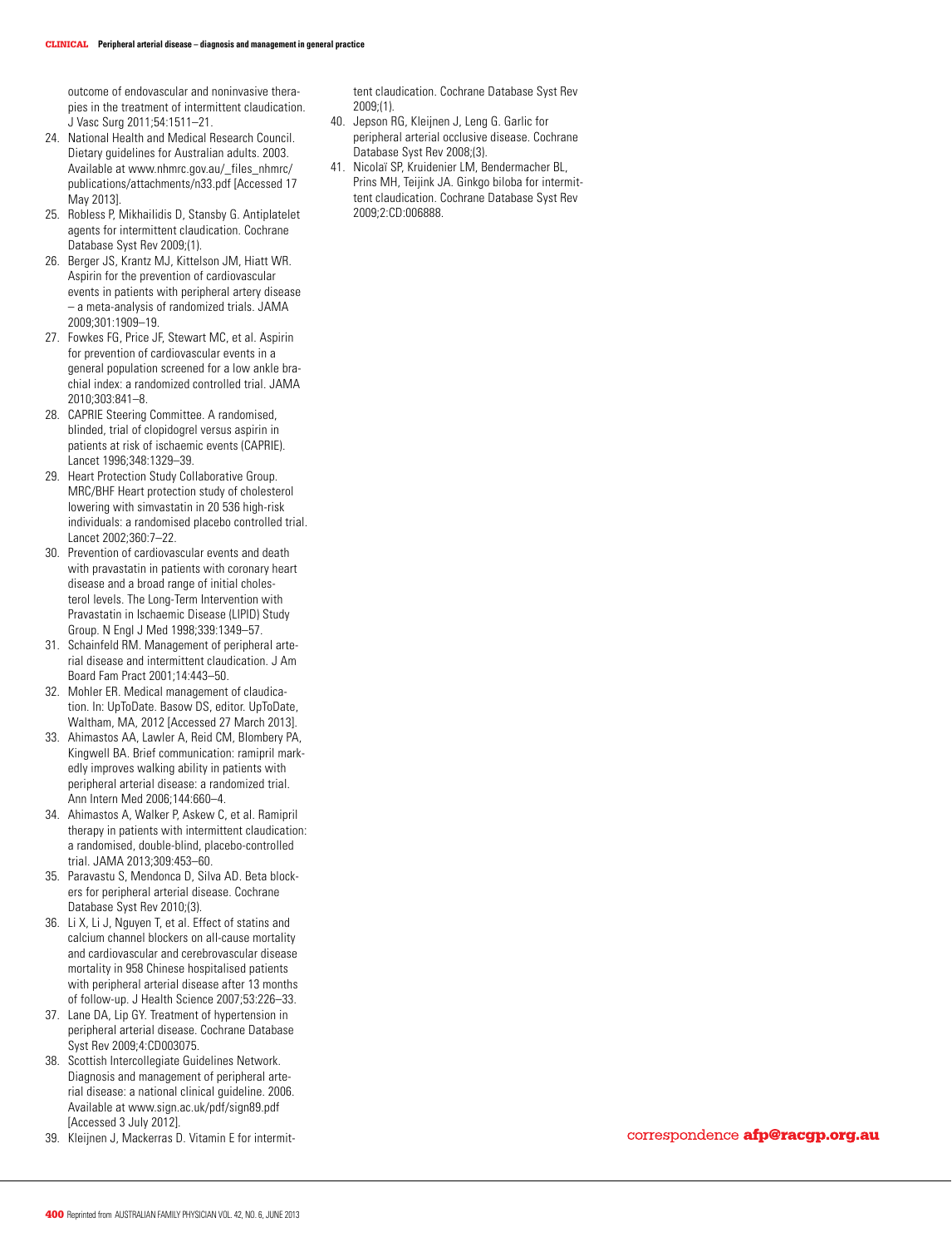outcome of endovascular and noninvasive therapies in the treatment of intermittent claudication. J Vasc Surg 2011;54:1511–21.

24. National Health and Medical Research Council. Dietary guidelines for Australian adults. 2003. Available at www.nhmrc.gov.au/_files_nhmrc/publications/attachments/n33.pdf [Accessed 17 May 2013].
25. Robless P, Mikhailidis D, Stansby G. Antiplatelet agents for intermittent claudication. Cochrane Database Syst Rev 2009;(1).
26. Berger JS, Krantz MJ, Kittelson JM, Hiatt WR. Aspirin for the prevention of cardiovascular events in patients with peripheral artery disease – a meta-analysis of randomized trials. JAMA 2009;301:1909–19.
27. Fowkes FG, Price JF, Stewart MC, et al. Aspirin for prevention of cardiovascular events in a general population screened for a low ankle brachial index: a randomized controlled trial. JAMA 2010;303:841–8.
28. CAPRIE Steering Committee. A randomised, blinded, trial of clopidogrel versus aspirin in patients at risk of ischaemic events (CAPRIE). Lancet 1996;348:1329–39.
29. Heart Protection Study Collaborative Group. MRC/BHF Heart protection study of cholesterol lowering with simvastatin in 20 536 high-risk individuals: a randomised placebo controlled trial. Lancet 2002;360:7–22.
30. Prevention of cardiovascular events and death with pravastatin in patients with coronary heart disease and a broad range of initial cholesterol levels. The Long-Term Intervention with Pravastatin in Ischaemic Disease (LIPID) Study Group. N Engl J Med 1998;339:1349–57.
31. Schainfeld RM. Management of peripheral arterial disease and intermittent claudication. J Am Board Fam Pract 2001;14:443–50.
32. Mohler ER. Medical management of claudication. In: UpToDate. Basow DS, editor. UpToDate, Waltham, MA, 2012 [Accessed 27 March 2013].
33. Ahimastos AA, Lawler A, Reid CM, Blombery PA, Kingwell BA. Brief communication: ramipril markedly improves walking ability in patients with peripheral arterial disease: a randomized trial. Ann Intern Med 2006;144:660–4.
34. Ahimastos A, Walker P, Askew C, et al. Ramipril therapy in patients with intermittent claudication: a randomised, double-blind, placebo-controlled trial. JAMA 2013;309:453–60.
35. Paravastu S, Mendonca D, Silva AD. Beta blockers for peripheral arterial disease. Cochrane Database Syst Rev 2010;(3).
36. Li X, Li J, Nguyen T, et al. Effect of statins and calcium channel blockers on all-cause mortality and cardiovascular and cerebrovascular disease mortality in 958 Chinese hospitalised patients with peripheral arterial disease after 13 months of follow-up. J Health Science 2007;53:226–33.
37. Lane DA, Lip GY. Treatment of hypertension in peripheral arterial disease. Cochrane Database Syst Rev 2009;4:CD003075.
38. Scottish Intercollegiate Guidelines Network. Diagnosis and management of peripheral arterial disease: a national clinical guideline. 2006. Available at www.sign.ac.uk/pdf/sign89.pdf [Accessed 3 July 2012].
39. Kleijnen J, Mackerras D. Vitamin E for intermittent claudication. Cochrane Database Syst Rev 2009;(1).
40. Jepson RG, Kleijnen J, Leng G. Garlic for peripheral arterial occlusive disease. Cochrane Database Syst Rev 2008;(3).
41. Nicolaï SP, Kruidenier LM, Bendermacher BL, Prins MH, Teijink JA. Ginkgo biloba for intermittent claudication. Cochrane Database Syst Rev 2009;2:CD:006888.

correspondence **afp@racgp.org.au**